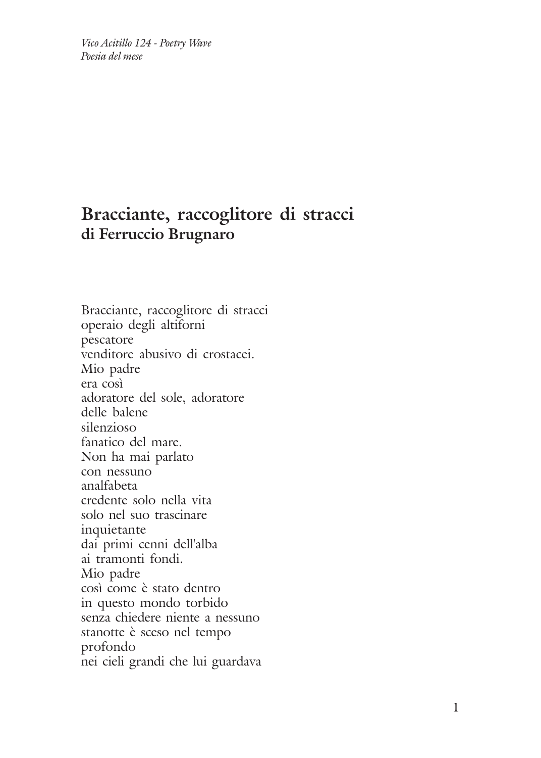*Vico Acitillo 124 - Poetry Wave*
*Poesia del mese*

# Bracciante, raccoglitore di stracci
## di Ferruccio Brugnaro

Bracciante, raccoglitore di stracci
operaio degli altiforni
pescatore
venditore abusivo di crostacei.
Mio padre
era così
adoratore del sole, adoratore
delle balene
silenzioso
fanatico del mare.
Non ha mai parlato
con nessuno
analfabeta
credente solo nella vita
solo nel suo trascinare
inquietante
dai primi cenni dell'alba
ai tramonti fondi.
Mio padre
così come è stato dentro
in questo mondo torbido
senza chiedere niente a nessuno
stanotte è sceso nel tempo
profondo
nei cieli grandi che lui guardava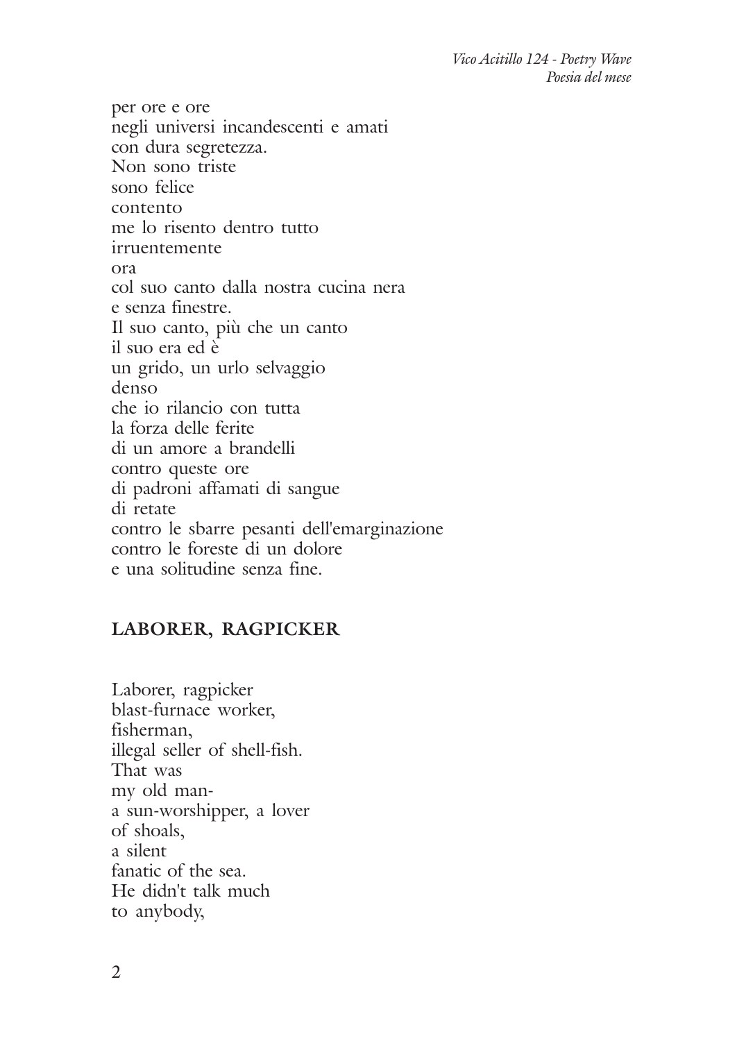per ore e ore  
negli universi incandescenti e amati  
con dura segretezza.  
Non sono triste  
sono felice  
contento  
me lo risento dentro tutto  
irruentemente  
ora  
col suo canto dalla nostra cucina nera  
e senza finestre.  
Il suo canto, più che un canto  
il suo era ed è  
un grido, un urlo selvaggio  
denso  
che io rilancio con tutta  
la forza delle ferite  
di un amore a brandelli  
contro queste ore  
di padroni affamati di sangue  
di retate  
contro le sbarre pesanti dell'emarginazione  
contro le foreste di un dolore  
e una solitudine senza fine.

## LABORER, RAGPICKER

Laborer, ragpicker  
blast-furnace worker,  
fisherman,  
illegal seller of shell-fish.  
That was  
my old man-  
a sun-worshipper, a lover  
of shoals,  
a silent  
fanatic of the sea.  
He didn't talk much  
to anybody,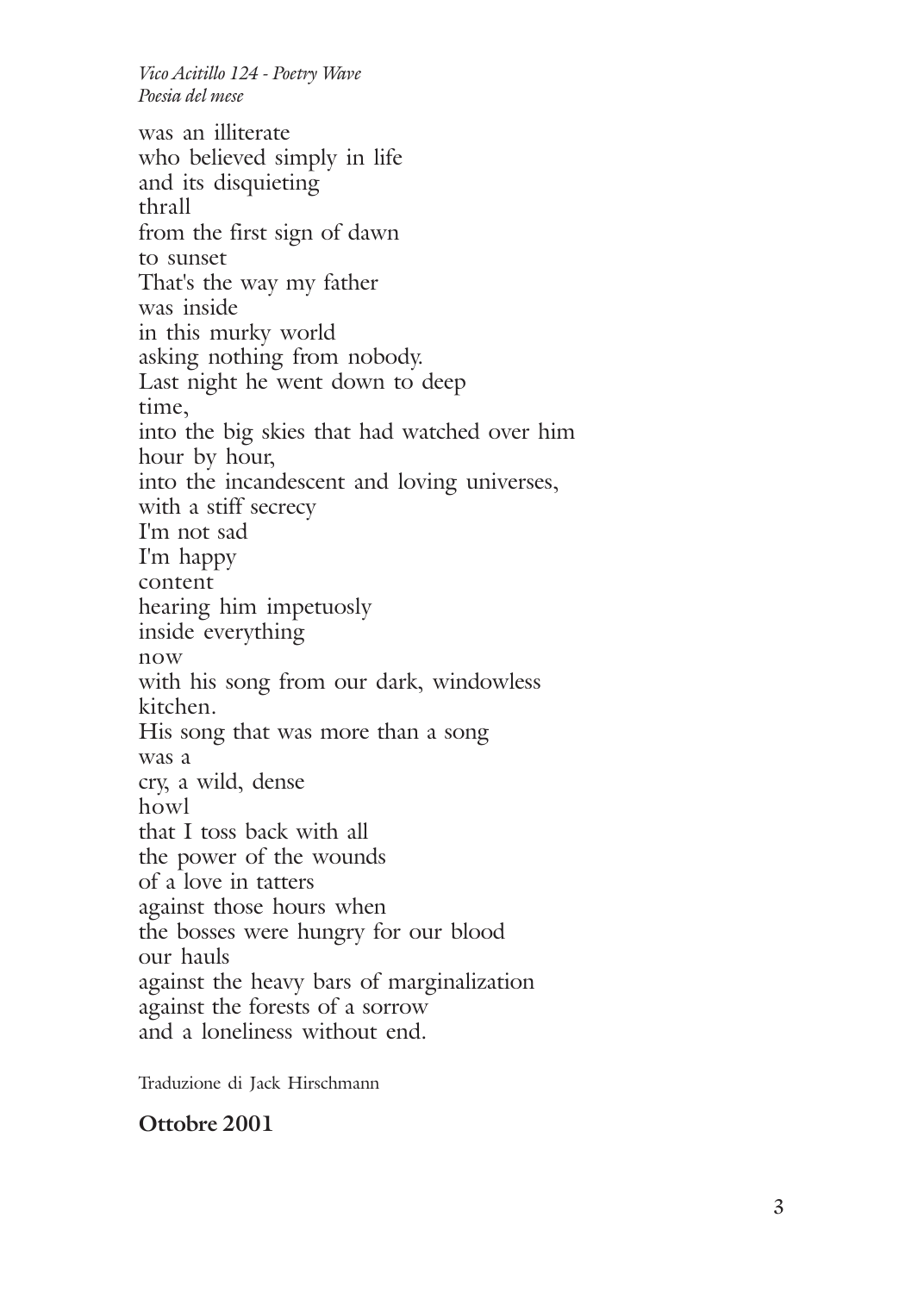was an illiterate  
who believed simply in life  
and its disquieting  
thrall  
from the first sign of dawn  
to sunset  
That's the way my father  
was inside  
in this murky world  
asking nothing from nobody.  
Last night he went down to deep  
time,  
into the big skies that had watched over him  
hour by hour,  
into the incandescent and loving universes,  
with a stiff secrecy  
I'm not sad  
I'm happy  
content  
hearing him impetuosly  
inside everything  
now  
with his song from our dark, windowless  
kitchen.  
His song that was more than a song  
was a  
cry, a wild, dense  
howl  
that I toss back with all  
the power of the wounds  
of a love in tatters  
against those hours when  
the bosses were hungry for our blood  
our hauls  
against the heavy bars of marginalization  
against the forests of a sorrow  
and a loneliness without end.

Traduzione di Jack Hirschmann

**Ottobre 2001**